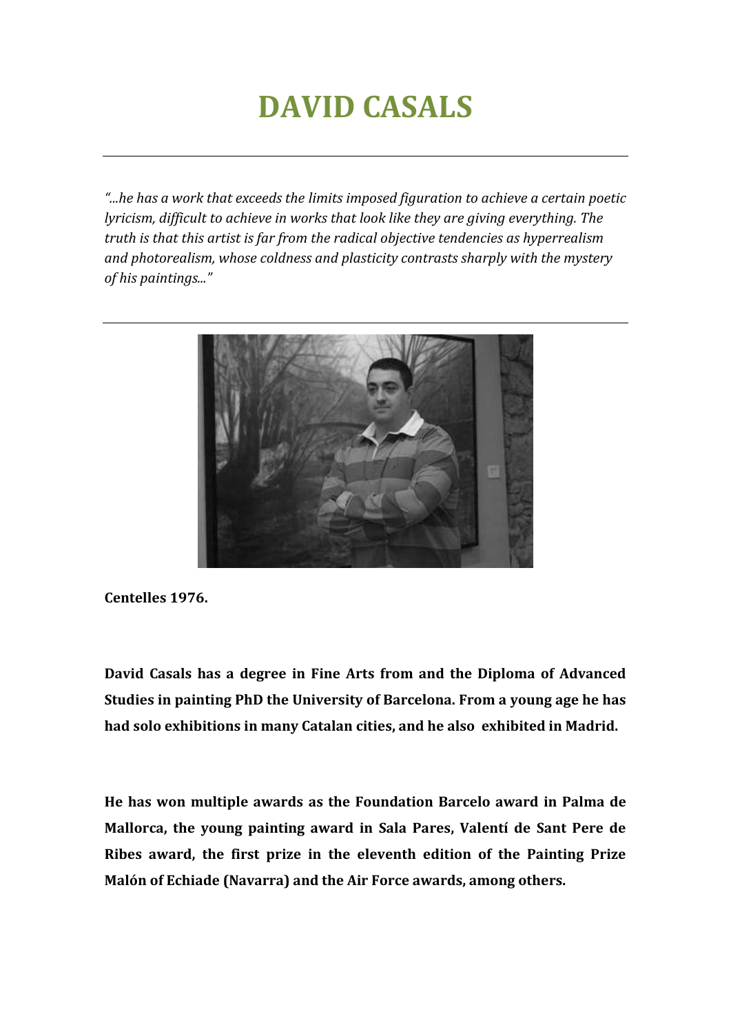# DAVID CASALS

---

*"...he has a work that exceeds the limits imposed figuration to achieve a certain poetic lyricism, difficult to achieve in works that look like they are giving everything. The truth is that this artist is far from the radical objective tendencies as hyperrealism and photorealism, whose coldness and plasticity contrasts sharply with the mystery of his paintings..."*

---

**Centelles 1976.**

**David Casals has a degree in Fine Arts from and the Diploma of Advanced Studies in painting PhD the University of Barcelona. From a young age he has had solo exhibitions in many Catalan cities, and he also exhibited in Madrid.**

**He has won multiple awards as the Foundation Barcelo award in Palma de Mallorca, the young painting award in Sala Pares, Valentí de Sant Pere de Ribes award, the first prize in the eleventh edition of the Painting Prize Malón of Echiade (Navarra) and the Air Force awards, among others.**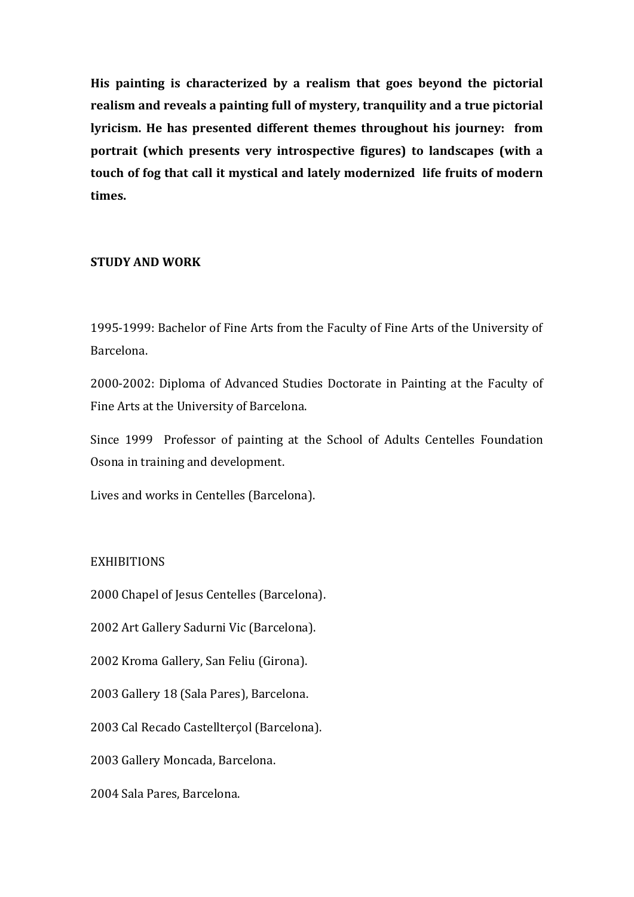**His painting is characterized by a realism that goes beyond the pictorial realism and reveals a painting full of mystery, tranquility and a true pictorial lyricism. He has presented different themes throughout his journey: from portrait (which presents very introspective figures) to landscapes (with a touch of fog that call it mystical and lately modernized life fruits of modern times.**

**STUDY AND WORK**

1995-1999: Bachelor of Fine Arts from the Faculty of Fine Arts of the University of Barcelona.

2000-2002: Diploma of Advanced Studies Doctorate in Painting at the Faculty of Fine Arts at the University of Barcelona.

Since 1999 Professor of painting at the School of Adults Centelles Foundation Osona in training and development.

Lives and works in Centelles (Barcelona).

EXHIBITIONS

2000 Chapel of Jesus Centelles (Barcelona).

2002 Art Gallery Sadurni Vic (Barcelona).

2002 Kroma Gallery, San Feliu (Girona).

2003 Gallery 18 (Sala Pares), Barcelona.

2003 Cal Recado Castellterçol (Barcelona).

2003 Gallery Moncada, Barcelona.

2004 Sala Pares, Barcelona.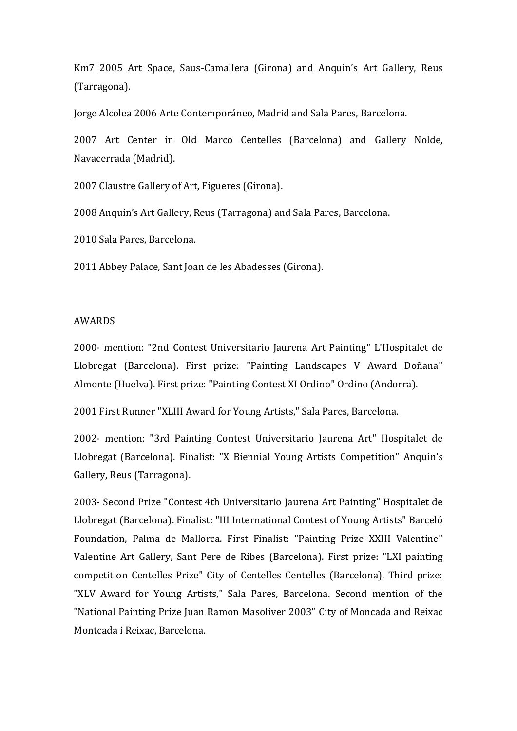Km7 2005 Art Space, Saus-Camallera (Girona) and Anquin's Art Gallery, Reus (Tarragona).

Jorge Alcolea 2006 Arte Contemporáneo, Madrid and Sala Pares, Barcelona.

2007 Art Center in Old Marco Centelles (Barcelona) and Gallery Nolde, Navacerrada (Madrid).

2007 Claustre Gallery of Art, Figueres (Girona).

2008 Anquin's Art Gallery, Reus (Tarragona) and Sala Pares, Barcelona.

2010 Sala Pares, Barcelona.

2011 Abbey Palace, Sant Joan de les Abadesses (Girona).

AWARDS

2000- mention: "2nd Contest Universitario Jaurena Art Painting" L'Hospitalet de Llobregat (Barcelona). First prize: "Painting Landscapes V Award Doñana" Almonte (Huelva). First prize: "Painting Contest XI Ordino" Ordino (Andorra).

2001 First Runner "XLIII Award for Young Artists," Sala Pares, Barcelona.

2002- mention: "3rd Painting Contest Universitario Jaurena Art" Hospitalet de Llobregat (Barcelona). Finalist: "X Biennial Young Artists Competition" Anquin's Gallery, Reus (Tarragona).

2003- Second Prize "Contest 4th Universitario Jaurena Art Painting" Hospitalet de Llobregat (Barcelona). Finalist: "III International Contest of Young Artists" Barceló Foundation, Palma de Mallorca. First Finalist: "Painting Prize XXIII Valentine" Valentine Art Gallery, Sant Pere de Ribes (Barcelona). First prize: "LXI painting competition Centelles Prize" City of Centelles Centelles (Barcelona). Third prize: "XLV Award for Young Artists," Sala Pares, Barcelona. Second mention of the "National Painting Prize Juan Ramon Masoliver 2003" City of Moncada and Reixac Montcada i Reixac, Barcelona.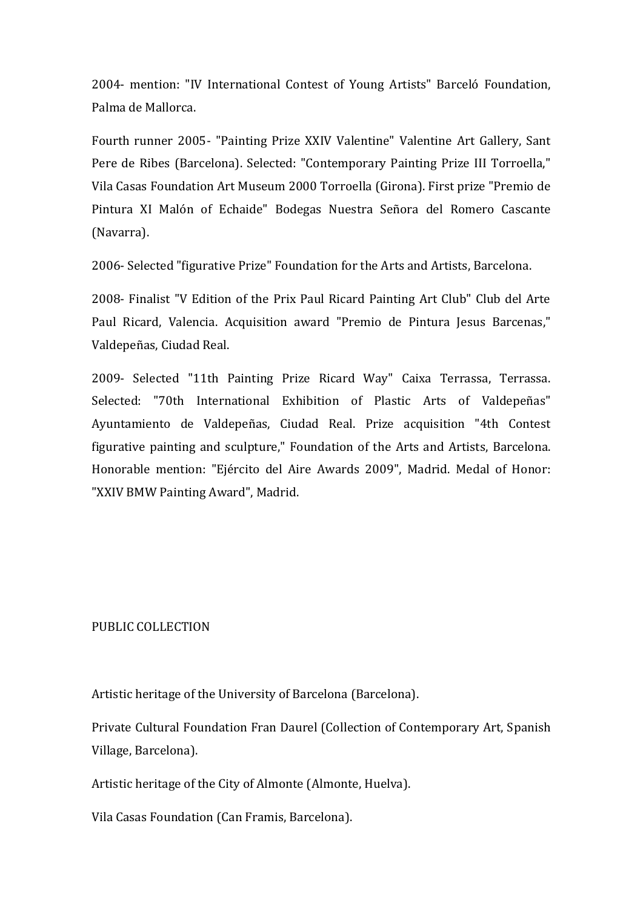2004- mention: "IV International Contest of Young Artists" Barceló Foundation, Palma de Mallorca.

Fourth runner 2005- "Painting Prize XXIV Valentine" Valentine Art Gallery, Sant Pere de Ribes (Barcelona). Selected: "Contemporary Painting Prize III Torroella," Vila Casas Foundation Art Museum 2000 Torroella (Girona). First prize "Premio de Pintura XI Malón of Echaide" Bodegas Nuestra Señora del Romero Cascante (Navarra).

2006- Selected "figurative Prize" Foundation for the Arts and Artists, Barcelona.

2008- Finalist "V Edition of the Prix Paul Ricard Painting Art Club" Club del Arte Paul Ricard, Valencia. Acquisition award "Premio de Pintura Jesus Barcenas," Valdepeñas, Ciudad Real.

2009- Selected "11th Painting Prize Ricard Way" Caixa Terrassa, Terrassa. Selected: "70th International Exhibition of Plastic Arts of Valdepeñas" Ayuntamiento de Valdepeñas, Ciudad Real. Prize acquisition "4th Contest figurative painting and sculpture," Foundation of the Arts and Artists, Barcelona. Honorable mention: "Ejército del Aire Awards 2009", Madrid. Medal of Honor: "XXIV BMW Painting Award", Madrid.

## PUBLIC COLLECTION

Artistic heritage of the University of Barcelona (Barcelona).

Private Cultural Foundation Fran Daurel (Collection of Contemporary Art, Spanish Village, Barcelona).

Artistic heritage of the City of Almonte (Almonte, Huelva).

Vila Casas Foundation (Can Framis, Barcelona).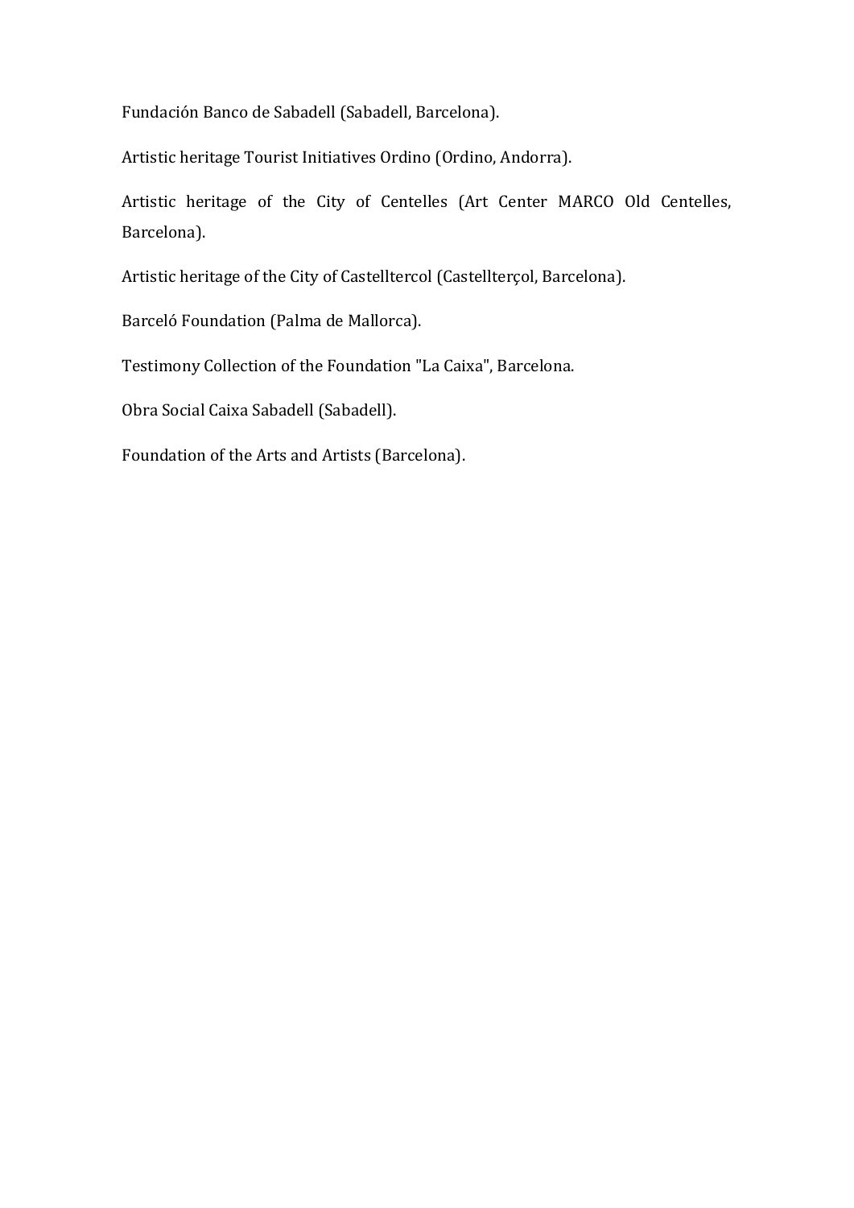Fundación Banco de Sabadell (Sabadell, Barcelona).

Artistic heritage Tourist Initiatives Ordino (Ordino, Andorra).

Artistic heritage of the City of Centelles (Art Center MARCO Old Centelles, Barcelona).

Artistic heritage of the City of Castelltercol (Castellterçol, Barcelona).

Barceló Foundation (Palma de Mallorca).

Testimony Collection of the Foundation "La Caixa", Barcelona.

Obra Social Caixa Sabadell (Sabadell).

Foundation of the Arts and Artists (Barcelona).